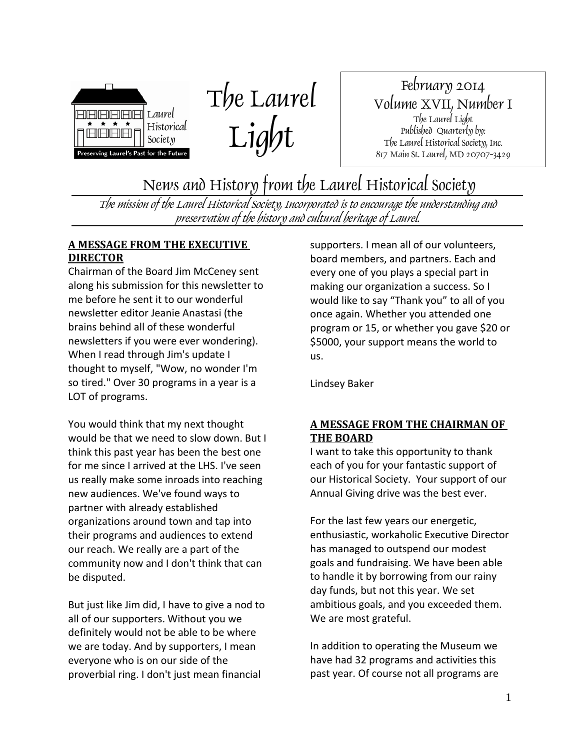Laurel Historical Society

Preserving Laurel's Past for the Future

# The Laurel Light

February 2014
Volume XVII, Number I
The Laurel Light
Published Quarterly by:
The Laurel Historical Society, Inc.
817 Main St. Laurel, MD 20707-3429

## News and History from the Laurel Historical Society

*The mission of the Laurel Historical Society, Incorporated is to encourage the understanding and preservation of the history and cultural heritage of Laurel.*

### A MESSAGE FROM THE EXECUTIVE DIRECTOR

Chairman of the Board Jim McCeney sent along his submission for this newsletter to me before he sent it to our wonderful newsletter editor Jeanie Anastasi (the brains behind all of these wonderful newsletters if you were ever wondering). When I read through Jim's update I thought to myself, "Wow, no wonder I'm so tired." Over 30 programs in a year is a LOT of programs.

You would think that my next thought would be that we need to slow down. But I think this past year has been the best one for me since I arrived at the LHS. I've seen us really make some inroads into reaching new audiences. We've found ways to partner with already established organizations around town and tap into their programs and audiences to extend our reach. We really are a part of the community now and I don't think that can be disputed.

But just like Jim did, I have to give a nod to all of our supporters. Without you we definitely would not be able to be where we are today. And by supporters, I mean everyone who is on our side of the proverbial ring. I don't just mean financial supporters. I mean all of our volunteers, board members, and partners. Each and every one of you plays a special part in making our organization a success. So I would like to say "Thank you" to all of you once again. Whether you attended one program or 15, or whether you gave $20 or $5000, your support means the world to us.

Lindsey Baker

### A MESSAGE FROM THE CHAIRMAN OF THE BOARD

I want to take this opportunity to thank each of you for your fantastic support of our Historical Society. Your support of our Annual Giving drive was the best ever.

For the last few years our energetic, enthusiastic, workaholic Executive Director has managed to outspend our modest goals and fundraising. We have been able to handle it by borrowing from our rainy day funds, but not this year. We set ambitious goals, and you exceeded them. We are most grateful.

In addition to operating the Museum we have had 32 programs and activities this past year. Of course not all programs are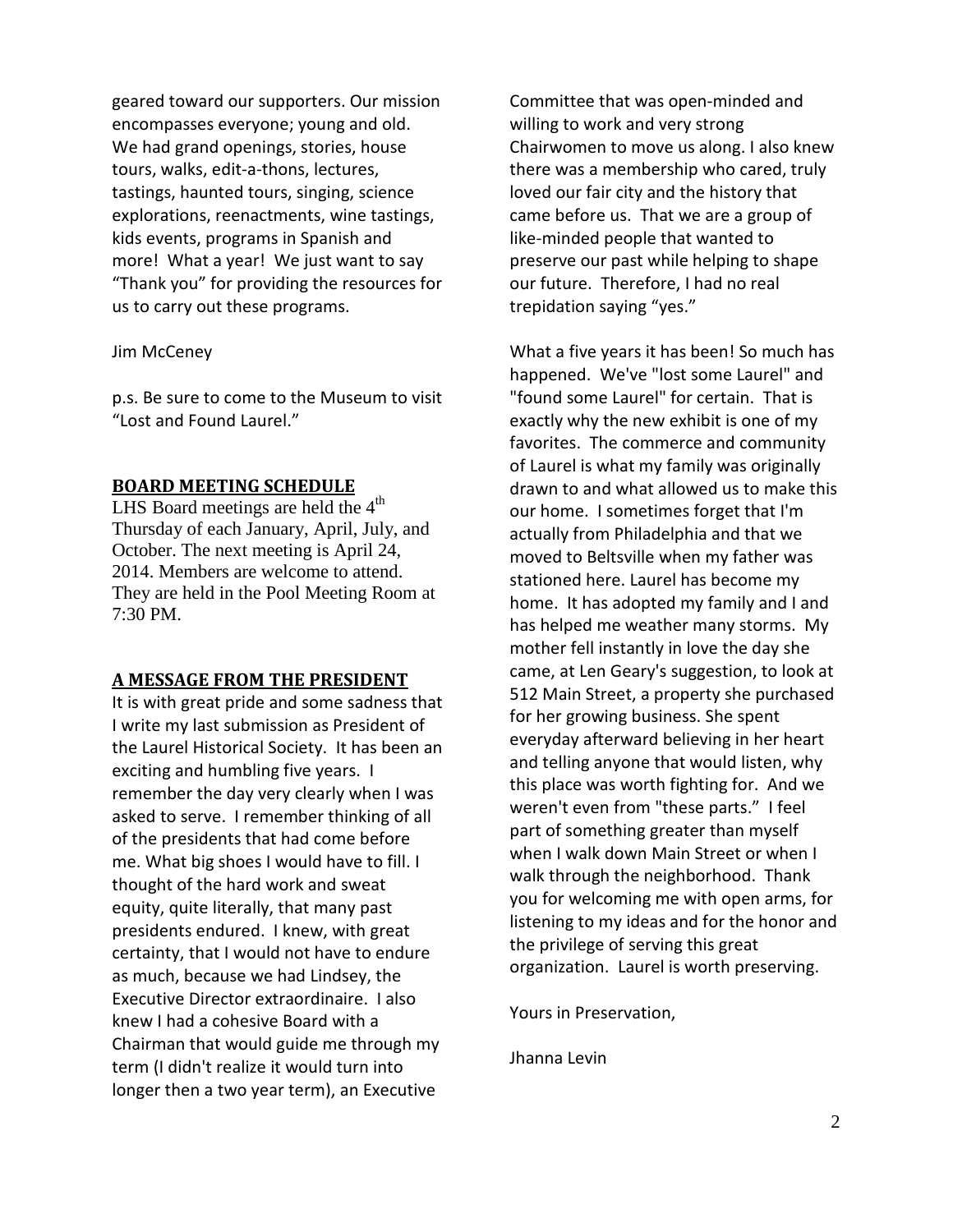geared toward our supporters. Our mission encompasses everyone; young and old. We had grand openings, stories, house tours, walks, edit-a-thons, lectures, tastings, haunted tours, singing, science explorations, reenactments, wine tastings, kids events, programs in Spanish and more! What a year! We just want to say "Thank you" for providing the resources for us to carry out these programs.

Jim McCeney

p.s. Be sure to come to the Museum to visit "Lost and Found Laurel."

## BOARD MEETING SCHEDULE

LHS Board meetings are held the 4th Thursday of each January, April, July, and October. The next meeting is April 24, 2014. Members are welcome to attend. They are held in the Pool Meeting Room at 7:30 PM.

## A MESSAGE FROM THE PRESIDENT

It is with great pride and some sadness that I write my last submission as President of the Laurel Historical Society. It has been an exciting and humbling five years. I remember the day very clearly when I was asked to serve. I remember thinking of all of the presidents that had come before me. What big shoes I would have to fill. I thought of the hard work and sweat equity, quite literally, that many past presidents endured. I knew, with great certainty, that I would not have to endure as much, because we had Lindsey, the Executive Director extraordinaire. I also knew I had a cohesive Board with a Chairman that would guide me through my term (I didn't realize it would turn into longer then a two year term), an Executive Committee that was open-minded and willing to work and very strong Chairwomen to move us along. I also knew there was a membership who cared, truly loved our fair city and the history that came before us. That we are a group of like-minded people that wanted to preserve our past while helping to shape our future. Therefore, I had no real trepidation saying "yes."

What a five years it has been! So much has happened. We've "lost some Laurel" and "found some Laurel" for certain. That is exactly why the new exhibit is one of my favorites. The commerce and community of Laurel is what my family was originally drawn to and what allowed us to make this our home. I sometimes forget that I'm actually from Philadelphia and that we moved to Beltsville when my father was stationed here. Laurel has become my home. It has adopted my family and I and has helped me weather many storms. My mother fell instantly in love the day she came, at Len Geary's suggestion, to look at 512 Main Street, a property she purchased for her growing business. She spent everyday afterward believing in her heart and telling anyone that would listen, why this place was worth fighting for. And we weren't even from "these parts." I feel part of something greater than myself when I walk down Main Street or when I walk through the neighborhood. Thank you for welcoming me with open arms, for listening to my ideas and for the honor and the privilege of serving this great organization. Laurel is worth preserving.

Yours in Preservation,

Jhanna Levin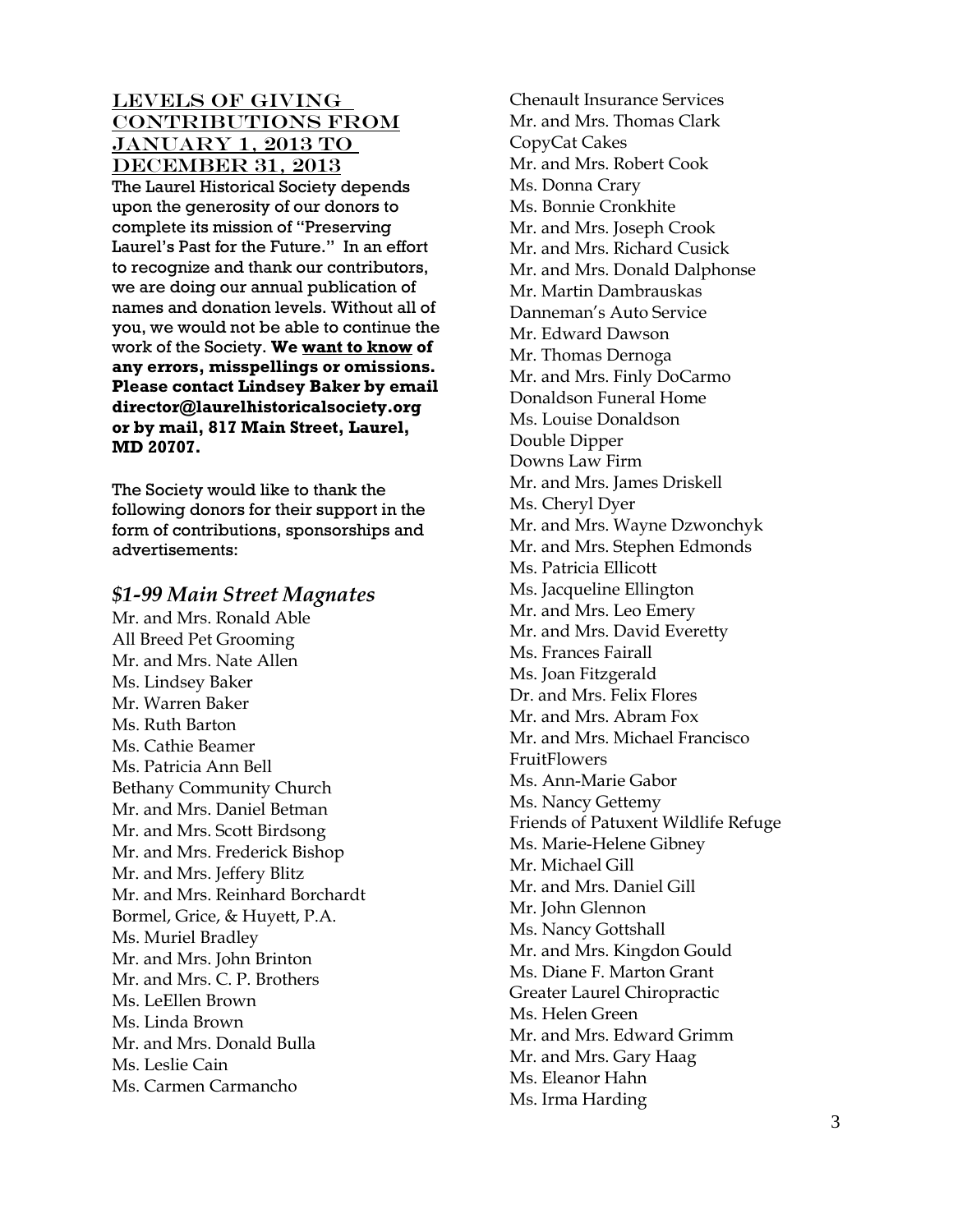## Levels of Giving Contributions from January 1, 2013 to December 31, 2013

The Laurel Historical Society depends upon the generosity of our donors to complete its mission of "Preserving Laurel's Past for the Future." In an effort to recognize and thank our contributors, we are doing our annual publication of names and donation levels. Without all of you, we would not be able to continue the work of the Society. **We want to know of any errors, misspellings or omissions. Please contact Lindsey Baker by email director@laurelhistoricalsociety.org or by mail, 817 Main Street, Laurel, MD 20707.**

The Society would like to thank the following donors for their support in the form of contributions, sponsorships and advertisements:

### *$1-99 Main Street Magnates*

Mr. and Mrs. Ronald Able
All Breed Pet Grooming
Mr. and Mrs. Nate Allen
Ms. Lindsey Baker
Mr. Warren Baker
Ms. Ruth Barton
Ms. Cathie Beamer
Ms. Patricia Ann Bell
Bethany Community Church
Mr. and Mrs. Daniel Betman
Mr. and Mrs. Scott Birdsong
Mr. and Mrs. Frederick Bishop
Mr. and Mrs. Jeffery Blitz
Mr. and Mrs. Reinhard Borchardt
Bormel, Grice, & Huyett, P.A.
Ms. Muriel Bradley
Mr. and Mrs. John Brinton
Mr. and Mrs. C. P. Brothers
Ms. LeEllen Brown
Ms. Linda Brown
Mr. and Mrs. Donald Bulla
Ms. Leslie Cain
Ms. Carmen Carmancho
Chenault Insurance Services
Mr. and Mrs. Thomas Clark
CopyCat Cakes
Mr. and Mrs. Robert Cook
Ms. Donna Crary
Ms. Bonnie Cronkhite
Mr. and Mrs. Joseph Crook
Mr. and Mrs. Richard Cusick
Mr. and Mrs. Donald Dalphonse
Mr. Martin Dambrauskas
Danneman's Auto Service
Mr. Edward Dawson
Mr. Thomas Dernoga
Mr. and Mrs. Finly DoCarmo
Donaldson Funeral Home
Ms. Louise Donaldson
Double Dipper
Downs Law Firm
Mr. and Mrs. James Driskell
Ms. Cheryl Dyer
Mr. and Mrs. Wayne Dzwonchyk
Mr. and Mrs. Stephen Edmonds
Ms. Patricia Ellicott
Ms. Jacqueline Ellington
Mr. and Mrs. Leo Emery
Mr. and Mrs. David Everetty
Ms. Frances Fairall
Ms. Joan Fitzgerald
Dr. and Mrs. Felix Flores
Mr. and Mrs. Abram Fox
Mr. and Mrs. Michael Francisco
FruitFlowers
Ms. Ann-Marie Gabor
Ms. Nancy Gettemy
Friends of Patuxent Wildlife Refuge
Ms. Marie-Helene Gibney
Mr. Michael Gill
Mr. and Mrs. Daniel Gill
Mr. John Glennon
Ms. Nancy Gottshall
Mr. and Mrs. Kingdon Gould
Ms. Diane F. Marton Grant
Greater Laurel Chiropractic
Ms. Helen Green
Mr. and Mrs. Edward Grimm
Mr. and Mrs. Gary Haag
Ms. Eleanor Hahn
Ms. Irma Harding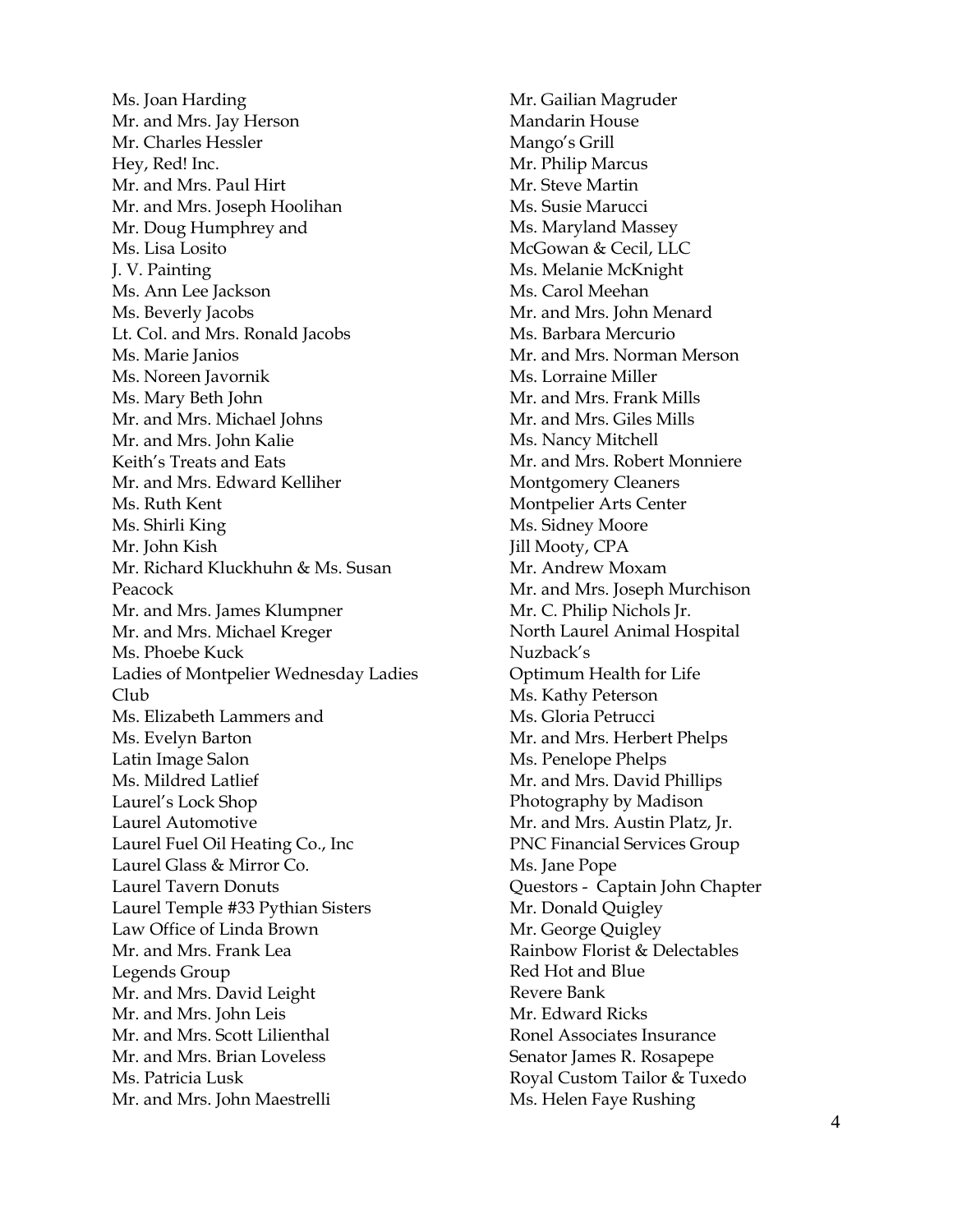Ms. Joan Harding
Mr. and Mrs. Jay Herson
Mr. Charles Hessler
Hey, Red! Inc.
Mr. and Mrs. Paul Hirt
Mr. and Mrs. Joseph Hoolihan
Mr. Doug Humphrey and
Ms. Lisa Losito
J. V. Painting
Ms. Ann Lee Jackson
Ms. Beverly Jacobs
Lt. Col. and Mrs. Ronald Jacobs
Ms. Marie Janios
Ms. Noreen Javornik
Ms. Mary Beth John
Mr. and Mrs. Michael Johns
Mr. and Mrs. John Kalie
Keith's Treats and Eats
Mr. and Mrs. Edward Kelliher
Ms. Ruth Kent
Ms. Shirli King
Mr. John Kish
Mr. Richard Kluckhuhn & Ms. Susan Peacock
Mr. and Mrs. James Klumpner
Mr. and Mrs. Michael Kreger
Ms. Phoebe Kuck
Ladies of Montpelier Wednesday Ladies Club
Ms. Elizabeth Lammers and
Ms. Evelyn Barton
Latin Image Salon
Ms. Mildred Latlief
Laurel's Lock Shop
Laurel Automotive
Laurel Fuel Oil Heating Co., Inc
Laurel Glass & Mirror Co.
Laurel Tavern Donuts
Laurel Temple #33 Pythian Sisters
Law Office of Linda Brown
Mr. and Mrs. Frank Lea
Legends Group
Mr. and Mrs. David Leight
Mr. and Mrs. John Leis
Mr. and Mrs. Scott Lilienthal
Mr. and Mrs. Brian Loveless
Ms. Patricia Lusk
Mr. and Mrs. John Maestrelli
Mr. Gailian Magruder
Mandarin House
Mango's Grill
Mr. Philip Marcus
Mr. Steve Martin
Ms. Susie Marucci
Ms. Maryland Massey
McGowan & Cecil, LLC
Ms. Melanie McKnight
Ms. Carol Meehan
Mr. and Mrs. John Menard
Ms. Barbara Mercurio
Mr. and Mrs. Norman Merson
Ms. Lorraine Miller
Mr. and Mrs. Frank Mills
Mr. and Mrs. Giles Mills
Ms. Nancy Mitchell
Mr. and Mrs. Robert Monniere
Montgomery Cleaners
Montpelier Arts Center
Ms. Sidney Moore
Jill Mooty, CPA
Mr. Andrew Moxam
Mr. and Mrs. Joseph Murchison
Mr. C. Philip Nichols Jr.
North Laurel Animal Hospital
Nuzback's
Optimum Health for Life
Ms. Kathy Peterson
Ms. Gloria Petrucci
Mr. and Mrs. Herbert Phelps
Ms. Penelope Phelps
Mr. and Mrs. David Phillips
Photography by Madison
Mr. and Mrs. Austin Platz, Jr.
PNC Financial Services Group
Ms. Jane Pope
Questors - Captain John Chapter
Mr. Donald Quigley
Mr. George Quigley
Rainbow Florist & Delectables
Red Hot and Blue
Revere Bank
Mr. Edward Ricks
Ronel Associates Insurance
Senator James R. Rosapepe
Royal Custom Tailor & Tuxedo
Ms. Helen Faye Rushing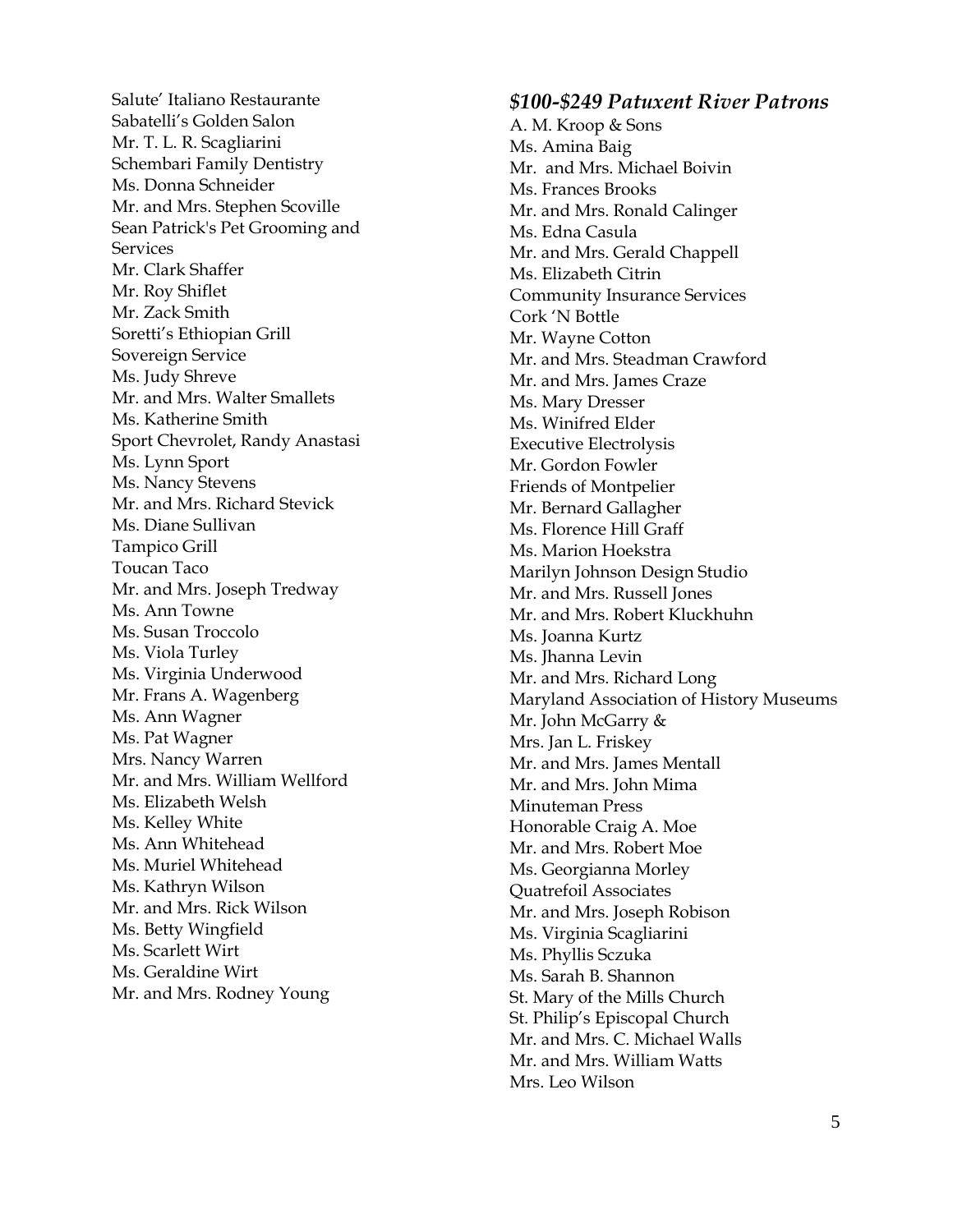Salute' Italiano Restaurante
Sabatelli's Golden Salon
Mr. T. L. R. Scagliarini
Schembari Family Dentistry
Ms. Donna Schneider
Mr. and Mrs. Stephen Scoville
Sean Patrick's Pet Grooming and Services
Mr. Clark Shaffer
Mr. Roy Shiflet
Mr. Zack Smith
Soretti's Ethiopian Grill
Sovereign Service
Ms. Judy Shreve
Mr. and Mrs. Walter Smallets
Ms. Katherine Smith
Sport Chevrolet, Randy Anastasi
Ms. Lynn Sport
Ms. Nancy Stevens
Mr. and Mrs. Richard Stevick
Ms. Diane Sullivan
Tampico Grill
Toucan Taco
Mr. and Mrs. Joseph Tredway
Ms. Ann Towne
Ms. Susan Troccolo
Ms. Viola Turley
Ms. Virginia Underwood
Mr. Frans A. Wagenberg
Ms. Ann Wagner
Ms. Pat Wagner
Mrs. Nancy Warren
Mr. and Mrs. William Wellford
Ms. Elizabeth Welsh
Ms. Kelley White
Ms. Ann Whitehead
Ms. Muriel Whitehead
Ms. Kathryn Wilson
Mr. and Mrs. Rick Wilson
Ms. Betty Wingfield
Ms. Scarlett Wirt
Ms. Geraldine Wirt
Mr. and Mrs. Rodney Young

### *$100-$249 Patuxent River Patrons*

A. M. Kroop & Sons
Ms. Amina Baig
Mr. and Mrs. Michael Boivin
Ms. Frances Brooks
Mr. and Mrs. Ronald Calinger
Ms. Edna Casula
Mr. and Mrs. Gerald Chappell
Ms. Elizabeth Citrin
Community Insurance Services
Cork 'N Bottle
Mr. Wayne Cotton
Mr. and Mrs. Steadman Crawford
Mr. and Mrs. James Craze
Ms. Mary Dresser
Ms. Winifred Elder
Executive Electrolysis
Mr. Gordon Fowler
Friends of Montpelier
Mr. Bernard Gallagher
Ms. Florence Hill Graff
Ms. Marion Hoekstra
Marilyn Johnson Design Studio
Mr. and Mrs. Russell Jones
Mr. and Mrs. Robert Kluckhuhn
Ms. Joanna Kurtz
Ms. Jhanna Levin
Mr. and Mrs. Richard Long
Maryland Association of History Museums
Mr. John McGarry &
Mrs. Jan L. Friskey
Mr. and Mrs. James Mentall
Mr. and Mrs. John Mima
Minuteman Press
Honorable Craig A. Moe
Mr. and Mrs. Robert Moe
Ms. Georgianna Morley
Quatrefoil Associates
Mr. and Mrs. Joseph Robison
Ms. Virginia Scagliarini
Ms. Phyllis Sczuka
Ms. Sarah B. Shannon
St. Mary of the Mills Church
St. Philip's Episcopal Church
Mr. and Mrs. C. Michael Walls
Mr. and Mrs. William Watts
Mrs. Leo Wilson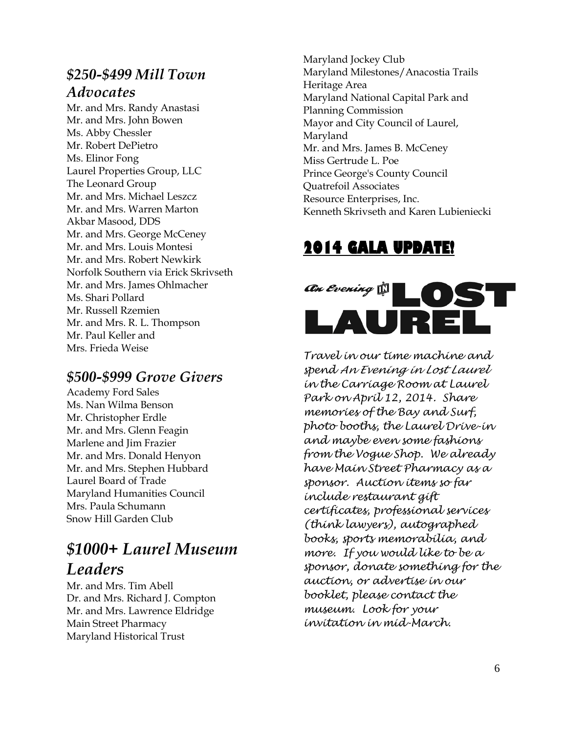### *$250-$499 Mill Town Advocates*

Mr. and Mrs. Randy Anastasi
Mr. and Mrs. John Bowen
Ms. Abby Chessler
Mr. Robert DePietro
Ms. Elinor Fong
Laurel Properties Group, LLC
The Leonard Group
Mr. and Mrs. Michael Leszcz
Mr. and Mrs. Warren Marton
Akbar Masood, DDS
Mr. and Mrs. George McCeney
Mr. and Mrs. Louis Montesi
Mr. and Mrs. Robert Newkirk
Norfolk Southern via Erick Skrivseth
Mr. and Mrs. James Ohlmacher
Ms. Shari Pollard
Mr. Russell Rzemien
Mr. and Mrs. R. L. Thompson
Mr. Paul Keller and
Mrs. Frieda Weise

### *$500-$999 Grove Givers*

Academy Ford Sales
Ms. Nan Wilma Benson
Mr. Christopher Erdle
Mr. and Mrs. Glenn Feagin
Marlene and Jim Frazier
Mr. and Mrs. Donald Henyon
Mr. and Mrs. Stephen Hubbard
Laurel Board of Trade
Maryland Humanities Council
Mrs. Paula Schumann
Snow Hill Garden Club

### *$1000+ Laurel Museum Leaders*

Mr. and Mrs. Tim Abell
Dr. and Mrs. Richard J. Compton
Mr. and Mrs. Lawrence Eldridge
Main Street Pharmacy
Maryland Historical Trust
Maryland Jockey Club
Maryland Milestones/Anacostia Trails Heritage Area
Maryland National Capital Park and Planning Commission
Mayor and City Council of Laurel, Maryland
Mr. and Mrs. James B. McCeney
Miss Gertrude L. Poe
Prince George's County Council
Quatrefoil Associates
Resource Enterprises, Inc.
Kenneth Skrivseth and Karen Lubieniecki

## 2014 GALA UPDATE!

**An Evening IN LOST LAUREL**

*Travel in our time machine and spend An Evening in Lost Laurel in the Carriage Room at Laurel Park on April 12, 2014. Share memories of the Bay and Surf, photo booths, the Laurel Drive-in and maybe even some fashions from the Vogue Shop. We already have Main Street Pharmacy as a sponsor. Auction items so far include restaurant gift certificates, professional services (think lawyers), autographed books, sports memorabilia, and more. If you would like to be a sponsor, donate something for the auction, or advertise in our booklet, please contact the museum. Look for your invitation in mid-March.*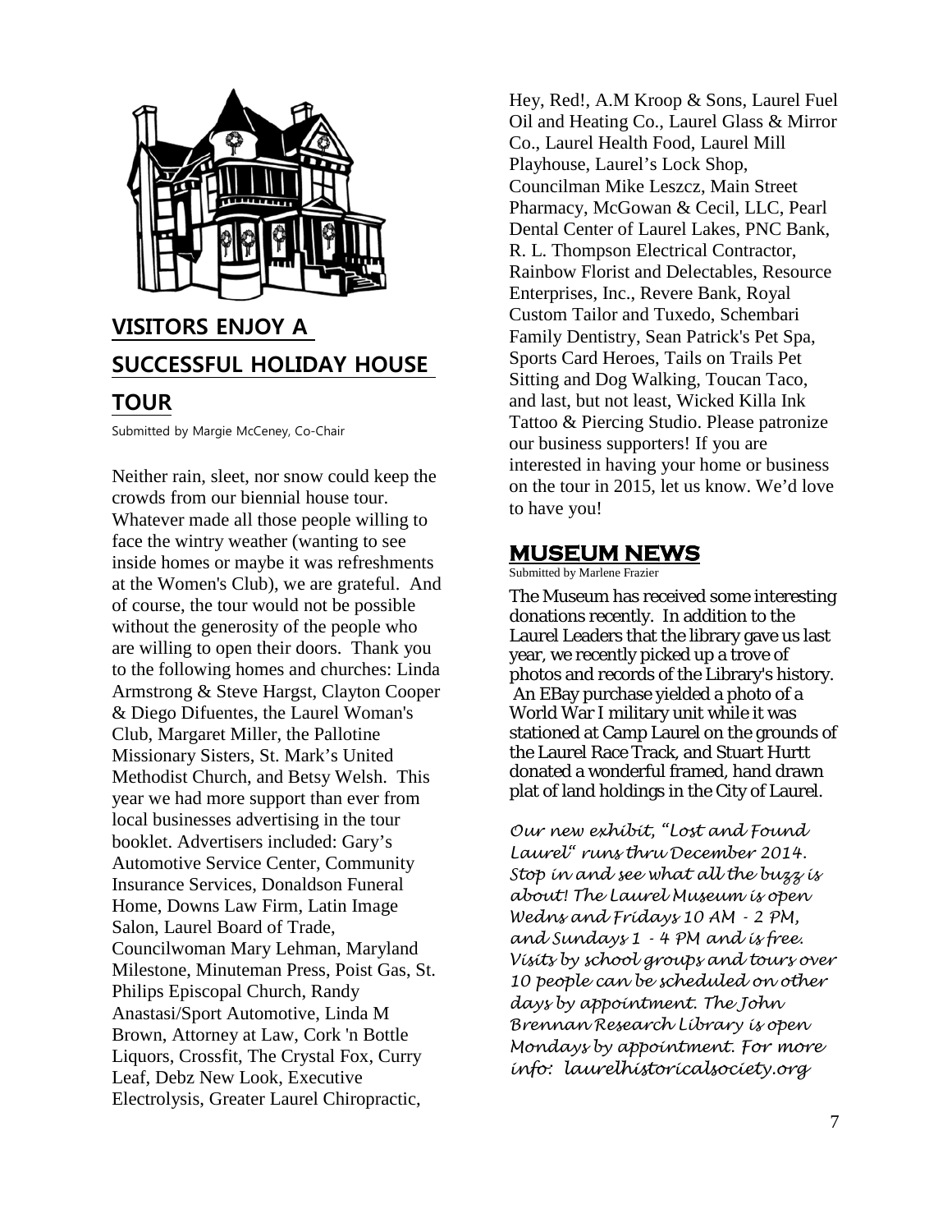## VISITORS ENJOY A SUCCESSFUL HOLIDAY HOUSE TOUR

Submitted by Margie McCeney, Co-Chair

Neither rain, sleet, nor snow could keep the crowds from our biennial house tour. Whatever made all those people willing to face the wintry weather (wanting to see inside homes or maybe it was refreshments at the Women's Club), we are grateful. And of course, the tour would not be possible without the generosity of the people who are willing to open their doors. Thank you to the following homes and churches: Linda Armstrong & Steve Hargst, Clayton Cooper & Diego Difuentes, the Laurel Woman's Club, Margaret Miller, the Pallotine Missionary Sisters, St. Mark's United Methodist Church, and Betsy Welsh. This year we had more support than ever from local businesses advertising in the tour booklet. Advertisers included: Gary's Automotive Service Center, Community Insurance Services, Donaldson Funeral Home, Downs Law Firm, Latin Image Salon, Laurel Board of Trade, Councilwoman Mary Lehman, Maryland Milestone, Minuteman Press, Poist Gas, St. Philips Episcopal Church, Randy Anastasi/Sport Automotive, Linda M Brown, Attorney at Law, Cork 'n Bottle Liquors, Crossfit, The Crystal Fox, Curry Leaf, Debz New Look, Executive Electrolysis, Greater Laurel Chiropractic, Hey, Red!, A.M Kroop & Sons, Laurel Fuel Oil and Heating Co., Laurel Glass & Mirror Co., Laurel Health Food, Laurel Mill Playhouse, Laurel's Lock Shop, Councilman Mike Leszcz, Main Street Pharmacy, McGowan & Cecil, LLC, Pearl Dental Center of Laurel Lakes, PNC Bank, R. L. Thompson Electrical Contractor, Rainbow Florist and Delectables, Resource Enterprises, Inc., Revere Bank, Royal Custom Tailor and Tuxedo, Schembari Family Dentistry, Sean Patrick's Pet Spa, Sports Card Heroes, Tails on Trails Pet Sitting and Dog Walking, Toucan Taco, and last, but not least, Wicked Killa Ink Tattoo & Piercing Studio. Please patronize our business supporters! If you are interested in having your home or business on the tour in 2015, let us know. We'd love to have you!

## MUSEUM NEWS

Submitted by Marlene Frazier

The Museum has received some interesting donations recently. In addition to the Laurel Leaders that the library gave us last year, we recently picked up a trove of photos and records of the Library's history. An EBay purchase yielded a photo of a World War I military unit while it was stationed at Camp Laurel on the grounds of the Laurel Race Track, and Stuart Hurtt donated a wonderful framed, hand drawn plat of land holdings in the City of Laurel.

*Our new exhibit, "Lost and Found Laurel" runs thru December 2014. Stop in and see what all the buzz is about! The Laurel Museum is open Wedns and Fridays 10 AM - 2 PM, and Sundays 1 - 4 PM and is free. Visits by school groups and tours over 10 people can be scheduled on other days by appointment. The John Brennan Research Library is open Mondays by appointment. For more info: laurelhistoricalsociety.org*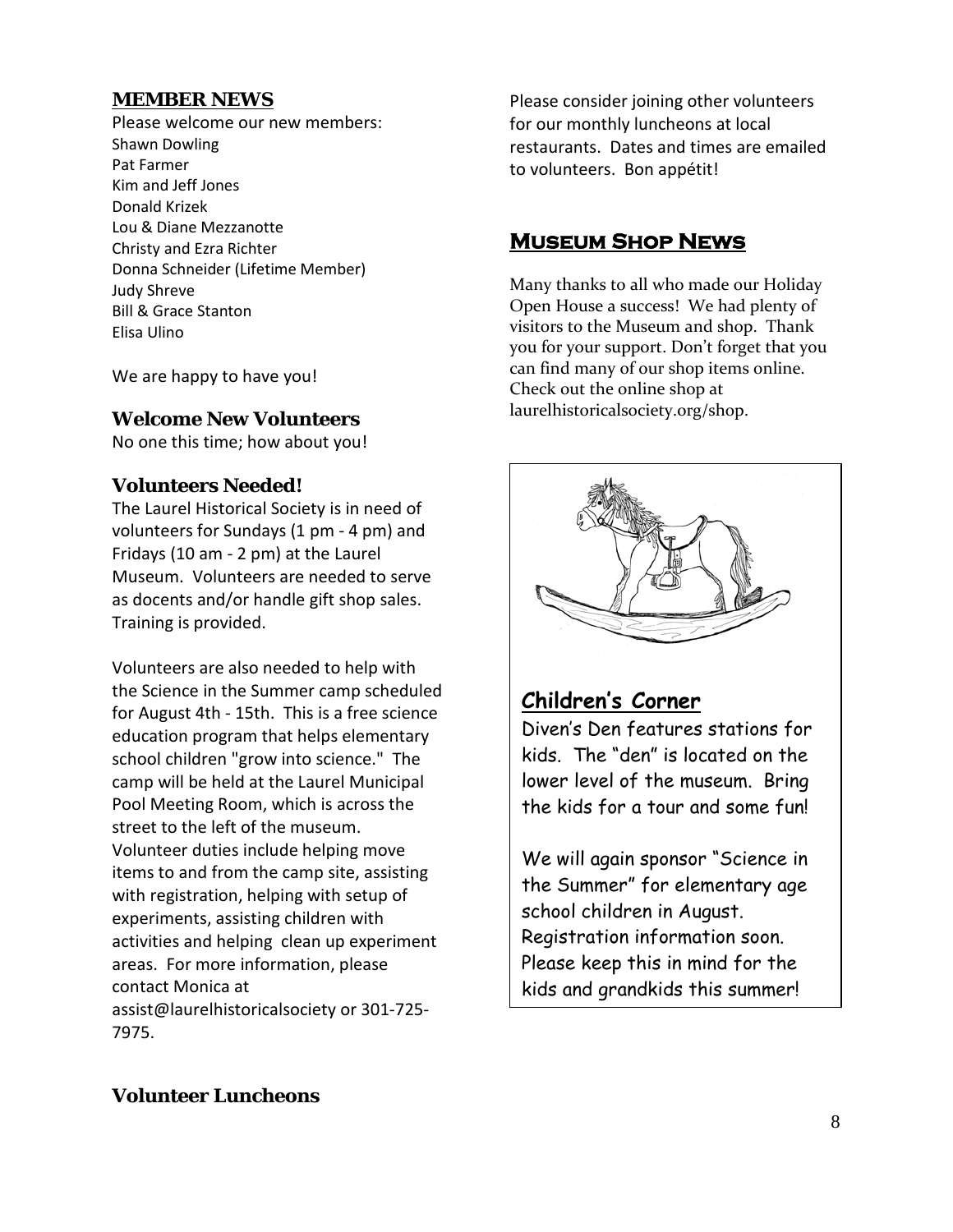## MEMBER NEWS

Please welcome our new members:

Shawn Dowling
Pat Farmer
Kim and Jeff Jones
Donald Krizek
Lou & Diane Mezzanotte
Christy and Ezra Richter
Donna Schneider (Lifetime Member)
Judy Shreve
Bill & Grace Stanton
Elisa Ulino

We are happy to have you!

### Welcome New Volunteers

No one this time; how about you!

### Volunteers Needed!

The Laurel Historical Society is in need of volunteers for Sundays (1 pm - 4 pm) and Fridays (10 am - 2 pm) at the Laurel Museum. Volunteers are needed to serve as docents and/or handle gift shop sales. Training is provided.

Volunteers are also needed to help with the Science in the Summer camp scheduled for August 4th - 15th. This is a free science education program that helps elementary school children "grow into science." The camp will be held at the Laurel Municipal Pool Meeting Room, which is across the street to the left of the museum. Volunteer duties include helping move items to and from the camp site, assisting with registration, helping with setup of experiments, assisting children with activities and helping clean up experiment areas. For more information, please contact Monica at assist@laurelhistoricalsociety or 301-725-7975.

### Volunteer Luncheons

Please consider joining other volunteers for our monthly luncheons at local restaurants. Dates and times are emailed to volunteers. Bon appétit!

## Museum Shop News

Many thanks to all who made our Holiday Open House a success! We had plenty of visitors to the Museum and shop. Thank you for your support. Don't forget that you can find many of our shop items online. Check out the online shop at laurelhistoricalsociety.org/shop.

## Children's Corner

Diven's Den features stations for kids. The "den" is located on the lower level of the museum. Bring the kids for a tour and some fun!

We will again sponsor "Science in the Summer" for elementary age school children in August. Registration information soon. Please keep this in mind for the kids and grandkids this summer!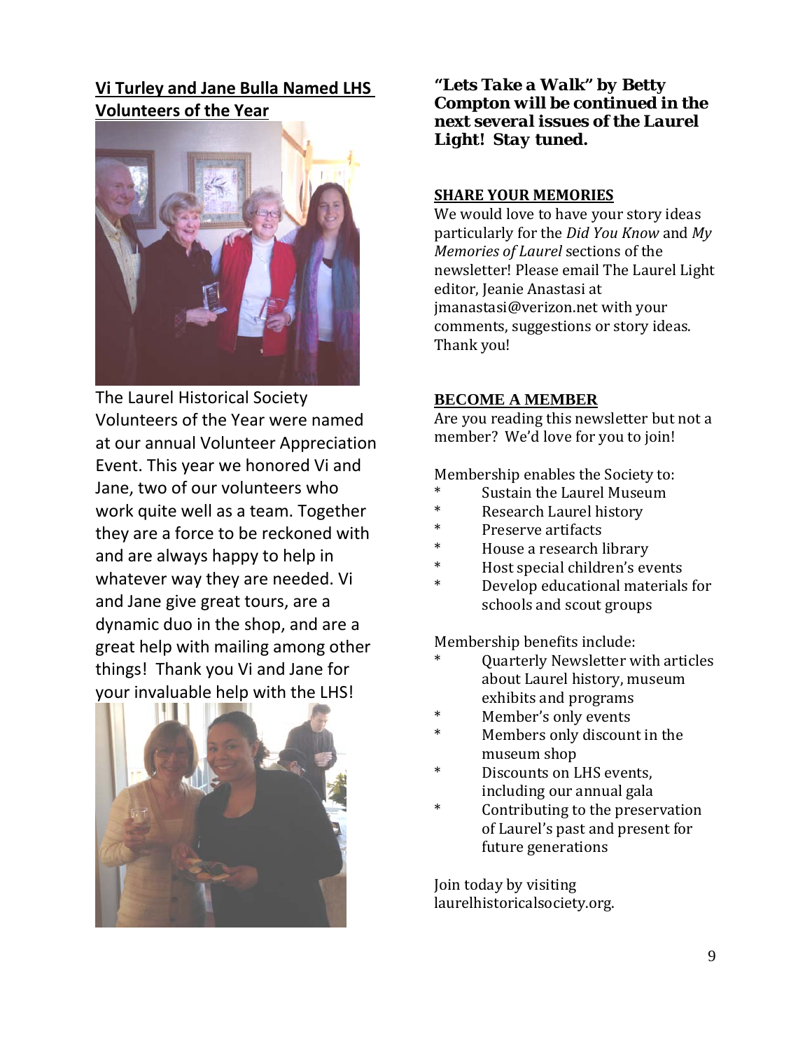## Vi Turley and Jane Bulla Named LHS Volunteers of the Year

The Laurel Historical Society Volunteers of the Year were named at our annual Volunteer Appreciation Event. This year we honored Vi and Jane, two of our volunteers who work quite well as a team. Together they are a force to be reckoned with and are always happy to help in whatever way they are needed. Vi and Jane give great tours, are a dynamic duo in the shop, and are a great help with mailing among other things! Thank you Vi and Jane for your invaluable help with the LHS!

***"Lets Take a Walk" by Betty Compton will be continued in the next several issues of the Laurel Light! Stay tuned.***

**SHARE YOUR MEMORIES**

We would love to have your story ideas particularly for the *Did You Know* and *My Memories of Laurel* sections of the newsletter! Please email The Laurel Light editor, Jeanie Anastasi at jmanastasi@verizon.net with your comments, suggestions or story ideas. Thank you!

**BECOME A MEMBER**

Are you reading this newsletter but not a member? We'd love for you to join!

Membership enables the Society to:

- Sustain the Laurel Museum
- Research Laurel history
- Preserve artifacts
- House a research library
- Host special children's events
- Develop educational materials for schools and scout groups

Membership benefits include:

- Quarterly Newsletter with articles about Laurel history, museum exhibits and programs
- Member's only events
- Members only discount in the museum shop
- Discounts on LHS events, including our annual gala
- Contributing to the preservation of Laurel's past and present for future generations

Join today by visiting laurelhistoricalsociety.org.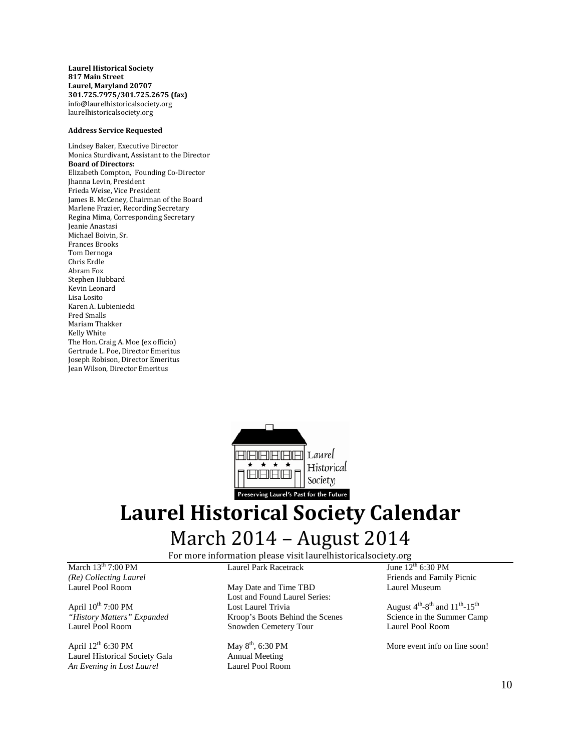**Laurel Historical Society**
**817 Main Street**
**Laurel, Maryland 20707**
**301.725.7975/301.725.2675 (fax)**
info@laurelhistoricalsociety.org
laurelhistoricalsociety.org

**Address Service Requested**

Lindsey Baker, Executive Director
Monica Sturdivant, Assistant to the Director
**Board of Directors:**
Elizabeth Compton, Founding Co-Director
Jhanna Levin, President
Frieda Weise, Vice President
James B. McCeney, Chairman of the Board
Marlene Frazier, Recording Secretary
Regina Mima, Corresponding Secretary
Jeanie Anastasi
Michael Boivin, Sr.
Frances Brooks
Tom Dernoga
Chris Erdle
Abram Fox
Stephen Hubbard
Kevin Leonard
Lisa Losito
Karen A. Lubieniecki
Fred Smalls
Mariam Thakker
Kelly White
The Hon. Craig A. Moe (ex officio)
Gertrude L. Poe, Director Emeritus
Joseph Robison, Director Emeritus
Jean Wilson, Director Emeritus

Laurel Historical Society
Preserving Laurel's Past for the Future

# Laurel Historical Society Calendar

## March 2014 – August 2014

For more information please visit laurelhistoricalsociety.org

March 13th 7:00 PM
*(Re) Collecting Laurel*
Laurel Pool Room

April 10th 7:00 PM
*"History Matters" Expanded*
Laurel Pool Room

April 12th 6:30 PM
Laurel Historical Society Gala
*An Evening in Lost Laurel*
Laurel Park Racetrack

May Date and Time TBD
Lost and Found Laurel Series:
Lost Laurel Trivia
Kroop's Boots Behind the Scenes
Snowden Cemetery Tour

May 8th, 6:30 PM
Annual Meeting
Laurel Pool Room

June 12th 6:30 PM
Friends and Family Picnic
Laurel Museum

August 4th-8th and 11th-15th
Science in the Summer Camp
Laurel Pool Room

More event info on line soon!